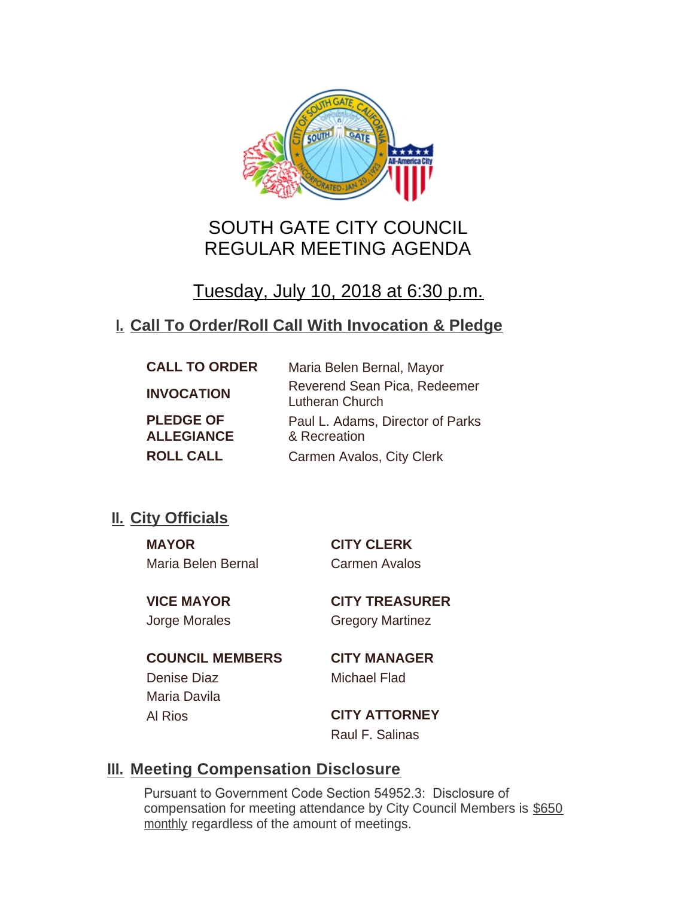# SOUTH GATE CITY COUNCIL
# REGULAR MEETING AGENDA

## Tuesday, July 10, 2018 at 6:30 p.m.

## I. Call To Order/Roll Call With Invocation & Pledge

| | |
|---|---|
| **CALL TO ORDER** | Maria Belen Bernal, Mayor |
| **INVOCATION** | Reverend Sean Pica, Redeemer Lutheran Church |
| **PLEDGE OF ALLEGIANCE** | Paul L. Adams, Director of Parks & Recreation |
| **ROLL CALL** | Carmen Avalos, City Clerk |

## II. City Officials

**MAYOR**
Maria Belen Bernal

**VICE MAYOR**
Jorge Morales

**COUNCIL MEMBERS**
Denise Diaz
Maria Davila
Al Rios

**CITY CLERK**
Carmen Avalos

**CITY TREASURER**
Gregory Martinez

**CITY MANAGER**
Michael Flad

**CITY ATTORNEY**
Raul F. Salinas

## III. Meeting Compensation Disclosure

Pursuant to Government Code Section 54952.3: Disclosure of compensation for meeting attendance by City Council Members is $650 monthly regardless of the amount of meetings.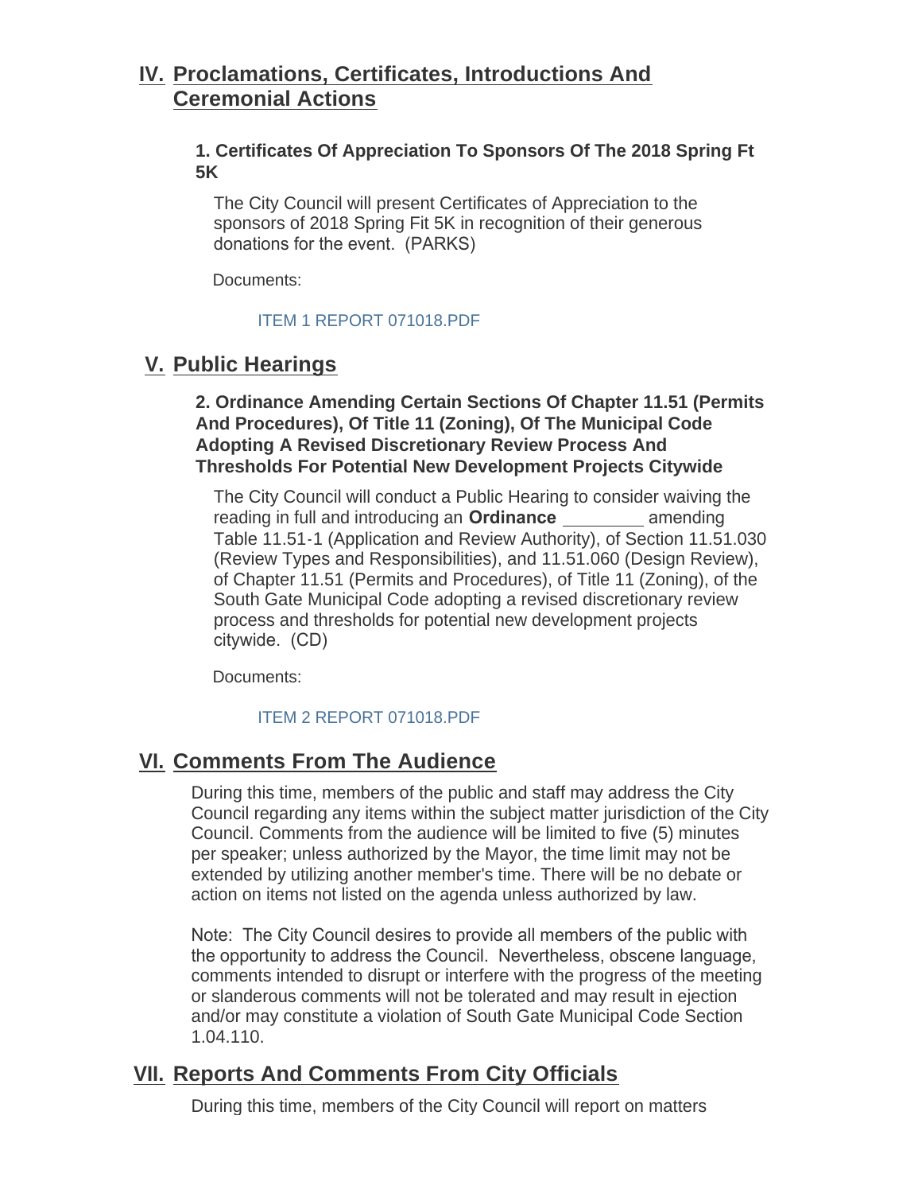## IV. Proclamations, Certificates, Introductions And Ceremonial Actions

### 1. Certificates Of Appreciation To Sponsors Of The 2018 Spring Ft 5K

The City Council will present Certificates of Appreciation to the sponsors of 2018 Spring Fit 5K in recognition of their generous donations for the event. (PARKS)

Documents:

ITEM 1 REPORT 071018.PDF

## V. Public Hearings

### 2. Ordinance Amending Certain Sections Of Chapter 11.51 (Permits And Procedures), Of Title 11 (Zoning), Of The Municipal Code Adopting A Revised Discretionary Review Process And Thresholds For Potential New Development Projects Citywide

The City Council will conduct a Public Hearing to consider waiving the reading in full and introducing an **Ordinance** ________ amending Table 11.51-1 (Application and Review Authority), of Section 11.51.030 (Review Types and Responsibilities), and 11.51.060 (Design Review), of Chapter 11.51 (Permits and Procedures), of Title 11 (Zoning), of the South Gate Municipal Code adopting a revised discretionary review process and thresholds for potential new development projects citywide. (CD)

Documents:

ITEM 2 REPORT 071018.PDF

## VI. Comments From The Audience

During this time, members of the public and staff may address the City Council regarding any items within the subject matter jurisdiction of the City Council. Comments from the audience will be limited to five (5) minutes per speaker; unless authorized by the Mayor, the time limit may not be extended by utilizing another member's time. There will be no debate or action on items not listed on the agenda unless authorized by law.

Note: The City Council desires to provide all members of the public with the opportunity to address the Council. Nevertheless, obscene language, comments intended to disrupt or interfere with the progress of the meeting or slanderous comments will not be tolerated and may result in ejection and/or may constitute a violation of South Gate Municipal Code Section 1.04.110.

## VII. Reports And Comments From City Officials

During this time, members of the City Council will report on matters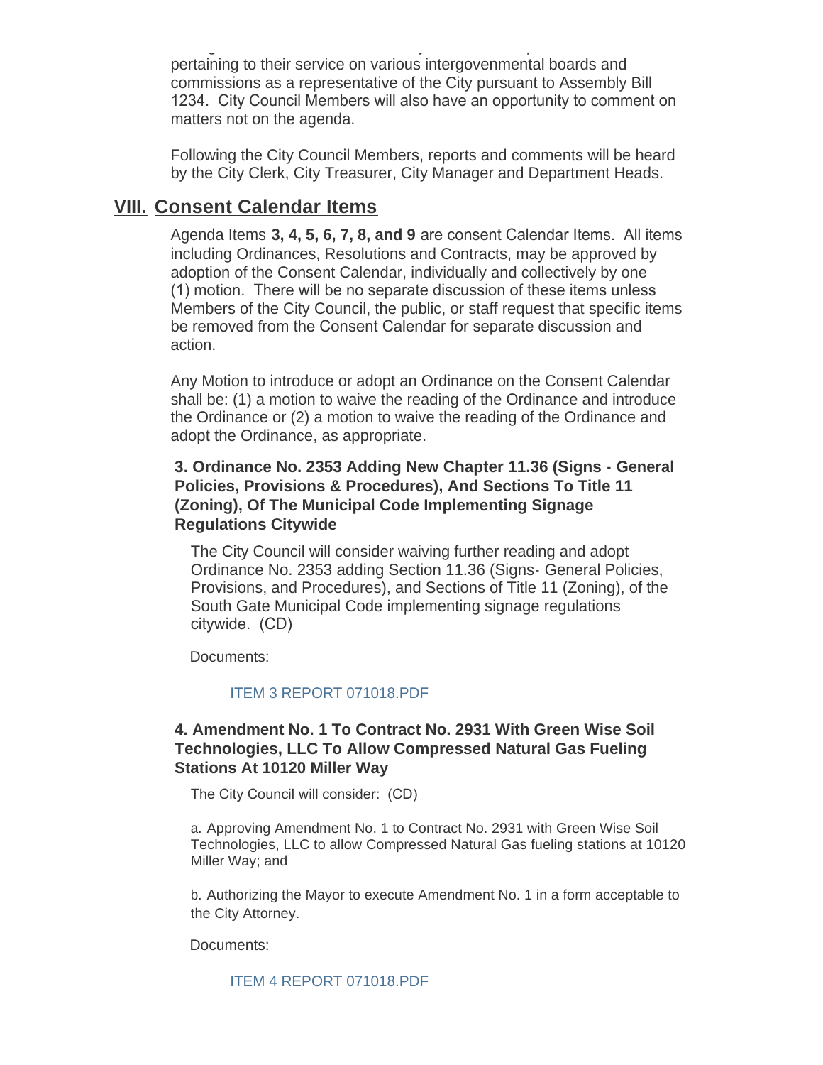pertaining to their service on various intergovenmental boards and commissions as a representative of the City pursuant to Assembly Bill 1234. City Council Members will also have an opportunity to comment on matters not on the agenda.

Following the City Council Members, reports and comments will be heard by the City Clerk, City Treasurer, City Manager and Department Heads.

## VIII. Consent Calendar Items

Agenda Items **3, 4, 5, 6, 7, 8, and 9** are consent Calendar Items. All items including Ordinances, Resolutions and Contracts, may be approved by adoption of the Consent Calendar, individually and collectively by one (1) motion. There will be no separate discussion of these items unless Members of the City Council, the public, or staff request that specific items be removed from the Consent Calendar for separate discussion and action.

Any Motion to introduce or adopt an Ordinance on the Consent Calendar shall be: (1) a motion to waive the reading of the Ordinance and introduce the Ordinance or (2) a motion to waive the reading of the Ordinance and adopt the Ordinance, as appropriate.

### 3. Ordinance No. 2353 Adding New Chapter 11.36 (Signs - General Policies, Provisions & Procedures), And Sections To Title 11 (Zoning), Of The Municipal Code Implementing Signage Regulations Citywide

The City Council will consider waiving further reading and adopt Ordinance No. 2353 adding Section 11.36 (Signs- General Policies, Provisions, and Procedures), and Sections of Title 11 (Zoning), of the South Gate Municipal Code implementing signage regulations citywide. (CD)

Documents:

ITEM 3 REPORT 071018.PDF

### 4. Amendment No. 1 To Contract No. 2931 With Green Wise Soil Technologies, LLC To Allow Compressed Natural Gas Fueling Stations At 10120 Miller Way

The City Council will consider: (CD)

a. Approving Amendment No. 1 to Contract No. 2931 with Green Wise Soil Technologies, LLC to allow Compressed Natural Gas fueling stations at 10120 Miller Way; and

b. Authorizing the Mayor to execute Amendment No. 1 in a form acceptable to the City Attorney.

Documents:

ITEM 4 REPORT 071018.PDF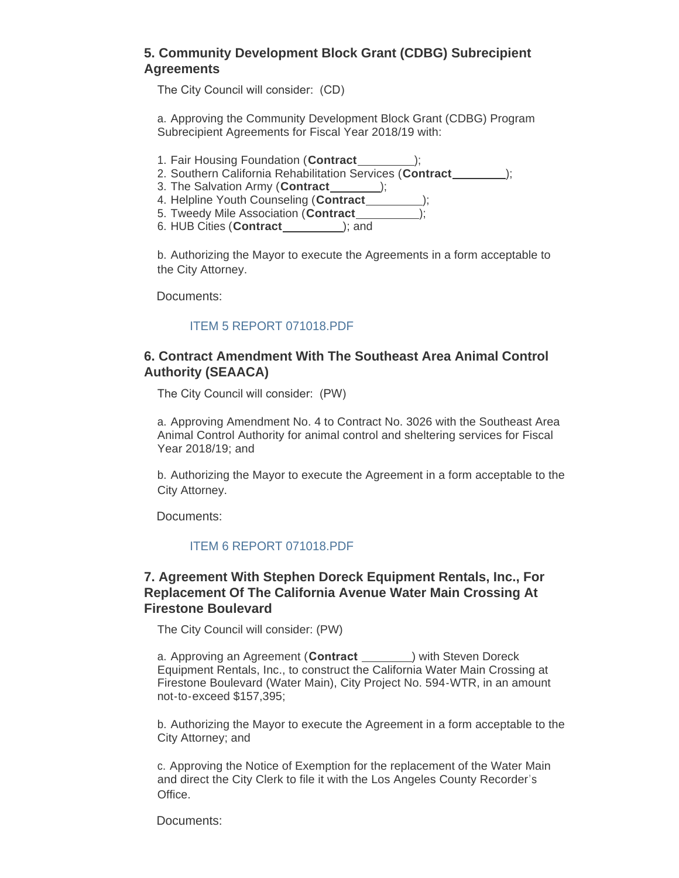### 5. Community Development Block Grant (CDBG) Subrecipient Agreements

The City Council will consider: (CD)

a. Approving the Community Development Block Grant (CDBG) Program Subrecipient Agreements for Fiscal Year 2018/19 with:

1. Fair Housing Foundation (**Contract**_________);
2. Southern California Rehabilitation Services (**Contract**_________);
3. The Salvation Army (**Contract**________);
4. Helpline Youth Counseling (**Contract**_________);
5. Tweedy Mile Association (**Contract**__________);
6. HUB Cities (**Contract**_________); and

b. Authorizing the Mayor to execute the Agreements in a form acceptable to the City Attorney.

Documents:

ITEM 5 REPORT 071018.PDF

### 6. Contract Amendment With The Southeast Area Animal Control Authority (SEAACA)

The City Council will consider: (PW)

a. Approving Amendment No. 4 to Contract No. 3026 with the Southeast Area Animal Control Authority for animal control and sheltering services for Fiscal Year 2018/19; and

b. Authorizing the Mayor to execute the Agreement in a form acceptable to the City Attorney.

Documents:

ITEM 6 REPORT 071018.PDF

### 7. Agreement With Stephen Doreck Equipment Rentals, Inc., For Replacement Of The California Avenue Water Main Crossing At Firestone Boulevard

The City Council will consider: (PW)

a. Approving an Agreement (**Contract** ________) with Steven Doreck Equipment Rentals, Inc., to construct the California Water Main Crossing at Firestone Boulevard (Water Main), City Project No. 594-WTR, in an amount not-to-exceed $157,395;

b. Authorizing the Mayor to execute the Agreement in a form acceptable to the City Attorney; and

c. Approving the Notice of Exemption for the replacement of the Water Main and direct the City Clerk to file it with the Los Angeles County Recorder's Office.

Documents: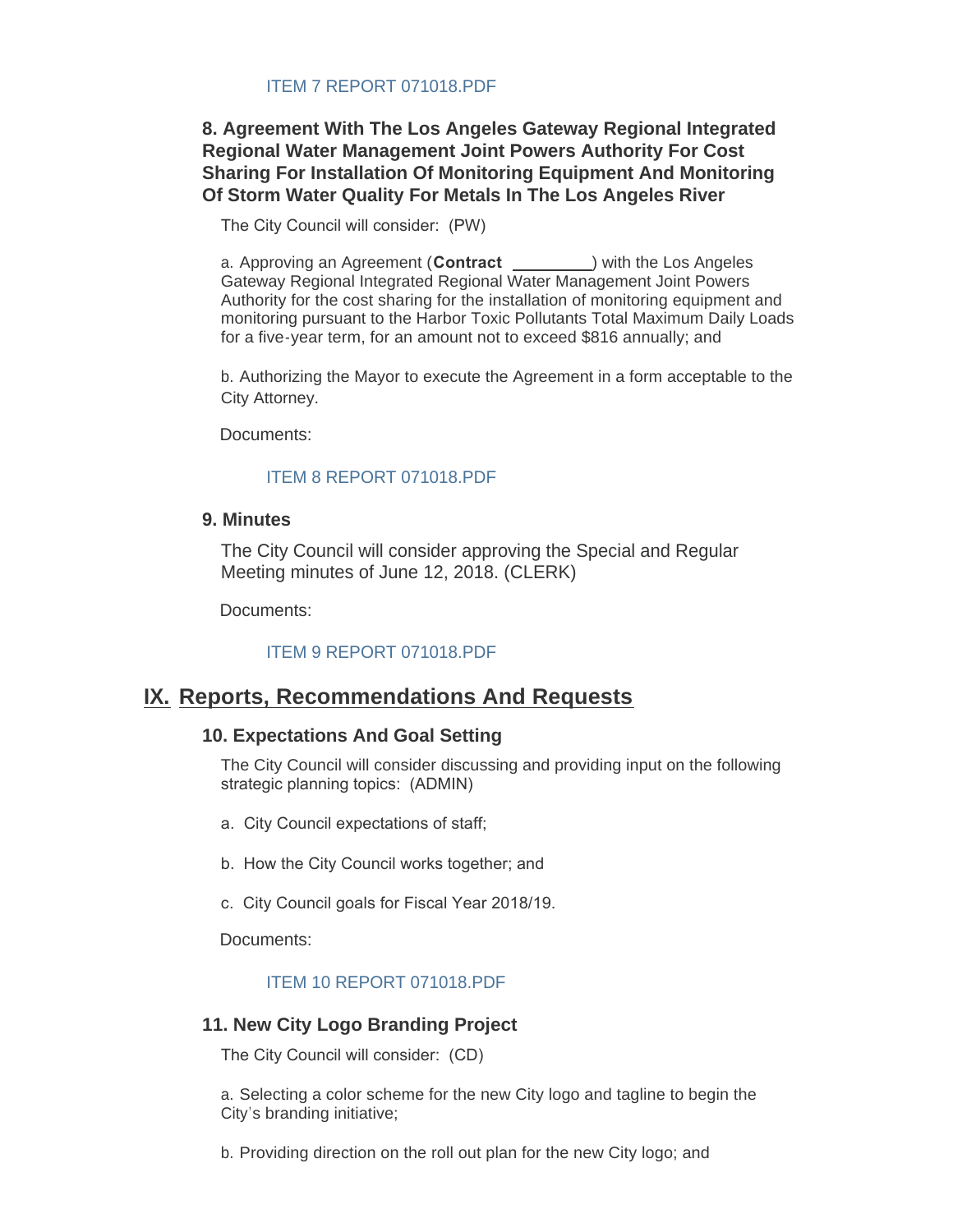ITEM 7 REPORT 071018.PDF

### 8. Agreement With The Los Angeles Gateway Regional Integrated Regional Water Management Joint Powers Authority For Cost Sharing For Installation Of Monitoring Equipment And Monitoring Of Storm Water Quality For Metals In The Los Angeles River

The City Council will consider: (PW)

a. Approving an Agreement (**Contract** _________) with the Los Angeles Gateway Regional Integrated Regional Water Management Joint Powers Authority for the cost sharing for the installation of monitoring equipment and monitoring pursuant to the Harbor Toxic Pollutants Total Maximum Daily Loads for a five-year term, for an amount not to exceed $816 annually; and

b. Authorizing the Mayor to execute the Agreement in a form acceptable to the City Attorney.

Documents:

ITEM 8 REPORT 071018.PDF

### 9. Minutes

The City Council will consider approving the Special and Regular Meeting minutes of June 12, 2018. (CLERK)

Documents:

ITEM 9 REPORT 071018.PDF

## IX. Reports, Recommendations And Requests

### 10. Expectations And Goal Setting

The City Council will consider discussing and providing input on the following strategic planning topics: (ADMIN)

a. City Council expectations of staff;

b. How the City Council works together; and

c. City Council goals for Fiscal Year 2018/19.

Documents:

ITEM 10 REPORT 071018.PDF

### 11. New City Logo Branding Project

The City Council will consider: (CD)

a. Selecting a color scheme for the new City logo and tagline to begin the City's branding initiative;

b. Providing direction on the roll out plan for the new City logo; and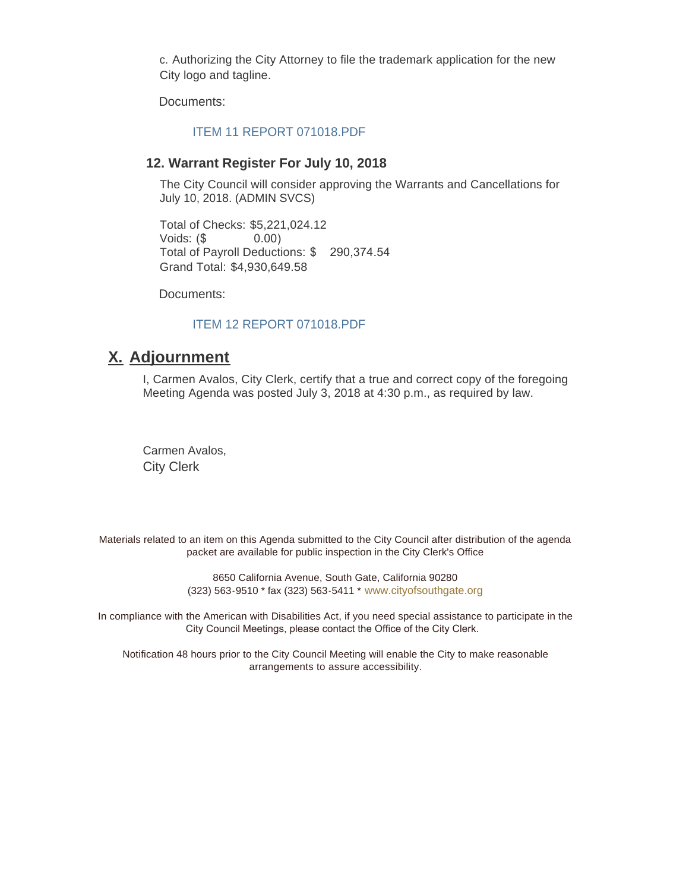c. Authorizing the City Attorney to file the trademark application for the new City logo and tagline.

Documents:

ITEM 11 REPORT 071018.PDF

### 12. Warrant Register For July 10, 2018

The City Council will consider approving the Warrants and Cancellations for July 10, 2018. (ADMIN SVCS)

Total of Checks: $5,221,024.12
Voids: ($ 0.00)
Total of Payroll Deductions: $ 290,374.54
Grand Total: $4,930,649.58

Documents:

ITEM 12 REPORT 071018.PDF

## X. Adjournment

I, Carmen Avalos, City Clerk, certify that a true and correct copy of the foregoing Meeting Agenda was posted July 3, 2018 at 4:30 p.m., as required by law.

Carmen Avalos,
City Clerk

Materials related to an item on this Agenda submitted to the City Council after distribution of the agenda packet are available for public inspection in the City Clerk's Office

8650 California Avenue, South Gate, California 90280
(323) 563-9510 * fax (323) 563-5411 * www.cityofsouthgate.org

In compliance with the American with Disabilities Act, if you need special assistance to participate in the City Council Meetings, please contact the Office of the City Clerk.

Notification 48 hours prior to the City Council Meeting will enable the City to make reasonable arrangements to assure accessibility.